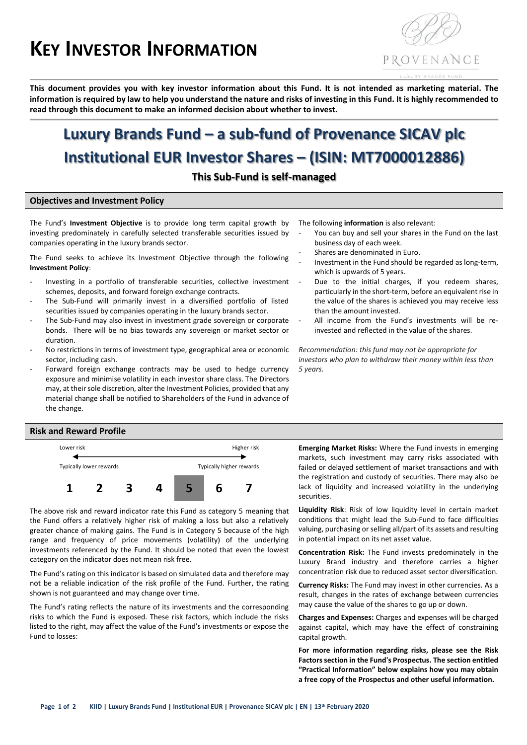# KEY INVESTOR INFORMATION

**This document provides you with key investor information about this Fund. It is not intended as marketing material. The information is required by law to help you understand the nature and risks of investing in this Fund. It is highly recommended to read through this document to make an informed decision about whether to invest.**

# Luxury Brands Fund – a sub-fund of Provenance SICAV plc
# Institutional EUR Investor Shares – (ISIN: MT7000012886)

### This Sub-Fund is self-managed

## Objectives and Investment Policy

The Fund's **Investment Objective** is to provide long term capital growth by investing predominately in carefully selected transferable securities issued by companies operating in the luxury brands sector.

The Fund seeks to achieve its Investment Objective through the following **Investment Policy**:

- Investing in a portfolio of transferable securities, collective investment schemes, deposits, and forward foreign exchange contracts.
- The Sub-Fund will primarily invest in a diversified portfolio of listed securities issued by companies operating in the luxury brands sector.
- The Sub-Fund may also invest in investment grade sovereign or corporate bonds. There will be no bias towards any sovereign or market sector or duration.
- No restrictions in terms of investment type, geographical area or economic sector, including cash.
- Forward foreign exchange contracts may be used to hedge currency exposure and minimise volatility in each investor share class. The Directors may, at their sole discretion, alter the Investment Policies, provided that any material change shall be notified to Shareholders of the Fund in advance of the change.

The following **information** is also relevant:

- You can buy and sell your shares in the Fund on the last business day of each week.
- Shares are denominated in Euro.
- Investment in the Fund should be regarded as long-term, which is upwards of 5 years.
- Due to the initial charges, if you redeem shares, particularly in the short-term, before an equivalent rise in the value of the shares is achieved you may receive less than the amount invested.
- All income from the Fund's investments will be re-invested and reflected in the value of the shares.

*Recommendation: this fund may not be appropriate for investors who plan to withdraw their money within less than 5 years.*

## Risk and Reward Profile

| Lower risk | | | | | | Higher risk |
|---|---|---|---|---|---|---|
| Typically lower rewards | | | | | | Typically higher rewards |
| 1 | 2 | 3 | 4 | **5** | 6 | 7 |

The above risk and reward indicator rate this Fund as category 5 meaning that the Fund offers a relatively higher risk of making a loss but also a relatively greater chance of making gains. The Fund is in Category 5 because of the high range and frequency of price movements (volatility) of the underlying investments referenced by the Fund. It should be noted that even the lowest category on the indicator does not mean risk free.

The Fund's rating on this indicator is based on simulated data and therefore may not be a reliable indication of the risk profile of the Fund. Further, the rating shown is not guaranteed and may change over time.

The Fund's rating reflects the nature of its investments and the corresponding risks to which the Fund is exposed. These risk factors, which include the risks listed to the right, may affect the value of the Fund's investments or expose the Fund to losses:

**Emerging Market Risks:** Where the Fund invests in emerging markets, such investment may carry risks associated with failed or delayed settlement of market transactions and with the registration and custody of securities. There may also be lack of liquidity and increased volatility in the underlying securities.

**Liquidity Risk**: Risk of low liquidity level in certain market conditions that might lead the Sub-Fund to face difficulties valuing, purchasing or selling all/part of its assets and resulting in potential impact on its net asset value.

**Concentration Risk:** The Fund invests predominately in the Luxury Brand industry and therefore carries a higher concentration risk due to reduced asset sector diversification.

**Currency Risks:** The Fund may invest in other currencies. As a result, changes in the rates of exchange between currencies may cause the value of the shares to go up or down.

**Charges and Expenses:** Charges and expenses will be charged against capital, which may have the effect of constraining capital growth.

**For more information regarding risks, please see the Risk Factors section in the Fund's Prospectus. The section entitled "Practical Information" below explains how you may obtain a free copy of the Prospectus and other useful information.**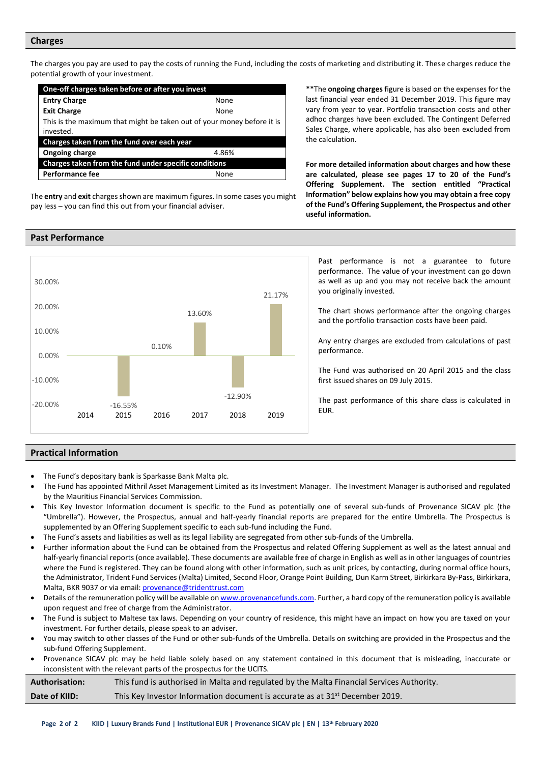## Charges

The charges you pay are used to pay the costs of running the Fund, including the costs of marketing and distributing it. These charges reduce the potential growth of your investment.

| One-off charges taken before or after you invest | |
|---|---|
| **Entry Charge** | None |
| **Exit Charge** | None |
| This is the maximum that might be taken out of your money before it is invested. | |
| **Charges taken from the fund over each year** | |
| **Ongoing charge** | 4.86% |
| **Charges taken from the fund under specific conditions** | |
| **Performance fee** | None |

The **entry** and **exit** charges shown are maximum figures. In some cases you might pay less – you can find this out from your financial adviser.

**The **ongoing charges** figure is based on the expenses for the last financial year ended 31 December 2019. This figure may vary from year to year. Portfolio transaction costs and other adhoc charges have been excluded. The Contingent Deferred Sales Charge, where applicable, has also been excluded from the calculation.

**For more detailed information about charges and how these are calculated, please see pages 17 to 20 of the Fund's Offering Supplement. The section entitled "Practical Information" below explains how you may obtain a free copy of the Fund's Offering Supplement, the Prospectus and other useful information.**

## Past Performance

30.00%
20.00%
10.00%
0.00%
-10.00%
-20.00%

2014
2015: -16.55%
2016: 0.10%
2017: 13.60%
2018: -12.90%
2019: 21.17%

Past performance is not a guarantee to future performance. The value of your investment can go down as well as up and you may not receive back the amount you originally invested.

The chart shows performance after the ongoing charges and the portfolio transaction costs have been paid.

Any entry charges are excluded from calculations of past performance.

The Fund was authorised on 20 April 2015 and the class first issued shares on 09 July 2015.

The past performance of this share class is calculated in EUR.

## Practical Information

- The Fund's depositary bank is Sparkasse Bank Malta plc.
- The Fund has appointed Mithril Asset Management Limited as its Investment Manager. The Investment Manager is authorised and regulated by the Mauritius Financial Services Commission.
- This Key Investor Information document is specific to the Fund as potentially one of several sub-funds of Provenance SICAV plc (the "Umbrella"). However, the Prospectus, annual and half-yearly financial reports are prepared for the entire Umbrella. The Prospectus is supplemented by an Offering Supplement specific to each sub-fund including the Fund.
- The Fund's assets and liabilities as well as its legal liability are segregated from other sub-funds of the Umbrella.
- Further information about the Fund can be obtained from the Prospectus and related Offering Supplement as well as the latest annual and half-yearly financial reports (once available). These documents are available free of charge in English as well as in other languages of countries where the Fund is registered. They can be found along with other information, such as unit prices, by contacting, during normal office hours, the Administrator, Trident Fund Services (Malta) Limited, Second Floor, Orange Point Building, Dun Karm Street, Birkirkara By-Pass, Birkirkara, Malta, BKR 9037 or via email: provenance@tridenttrust.com
- Details of the remuneration policy will be available on www.provenancefunds.com. Further, a hard copy of the remuneration policy is available upon request and free of charge from the Administrator.
- The Fund is subject to Maltese tax laws. Depending on your country of residence, this might have an impact on how you are taxed on your investment. For further details, please speak to an adviser.
- You may switch to other classes of the Fund or other sub-funds of the Umbrella. Details on switching are provided in the Prospectus and the sub-fund Offering Supplement.
- Provenance SICAV plc may be held liable solely based on any statement contained in this document that is misleading, inaccurate or inconsistent with the relevant parts of the prospectus for the UCITS.

| | |
|---|---|
| **Authorisation:** | This fund is authorised in Malta and regulated by the Malta Financial Services Authority. |
| **Date of KIID:** | This Key Investor Information document is accurate as at 31st December 2019. |